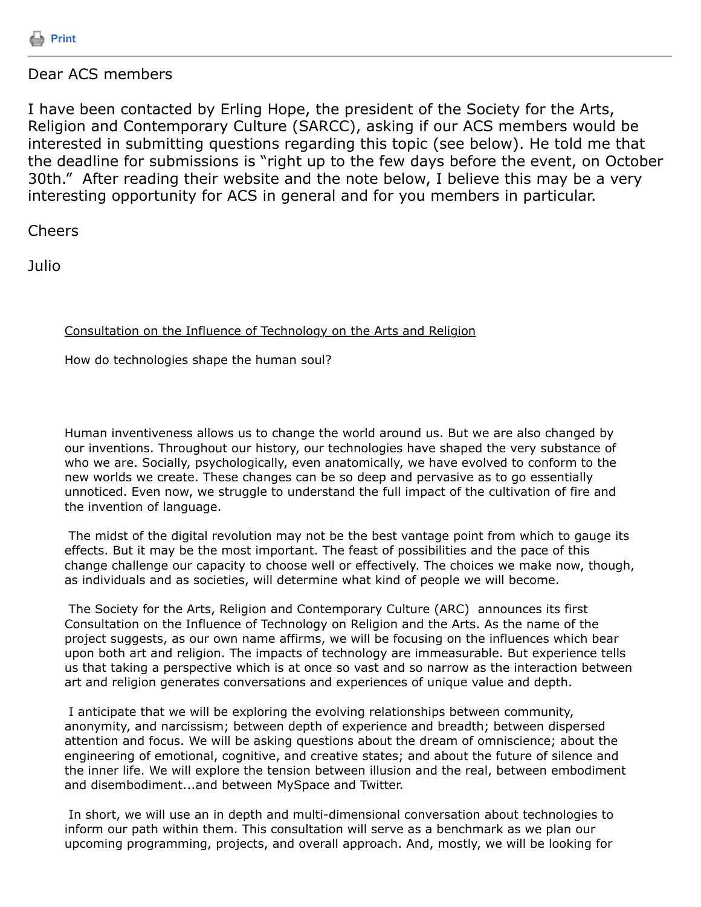Print

Dear ACS members

I have been contacted by Erling Hope, the president of the Society for the Arts, Religion and Contemporary Culture (SARCC), asking if our ACS members would be interested in submitting questions regarding this topic (see below). He told me that the deadline for submissions is "right up to the few days before the event, on October 30th." After reading their website and the note below, I believe this may be a very interesting opportunity for ACS in general and for you members in particular.

Cheers

Julio

Consultation on the Influence of Technology on the Arts and Religion

How do technologies shape the human soul?

Human inventiveness allows us to change the world around us. But we are also changed by our inventions. Throughout our history, our technologies have shaped the very substance of who we are. Socially, psychologically, even anatomically, we have evolved to conform to the new worlds we create. These changes can be so deep and pervasive as to go essentially unnoticed. Even now, we struggle to understand the full impact of the cultivation of fire and the invention of language.

The midst of the digital revolution may not be the best vantage point from which to gauge its effects. But it may be the most important. The feast of possibilities and the pace of this change challenge our capacity to choose well or effectively. The choices we make now, though, as individuals and as societies, will determine what kind of people we will become.

The Society for the Arts, Religion and Contemporary Culture (ARC) announces its first Consultation on the Influence of Technology on Religion and the Arts. As the name of the project suggests, as our own name affirms, we will be focusing on the influences which bear upon both art and religion. The impacts of technology are immeasurable. But experience tells us that taking a perspective which is at once so vast and so narrow as the interaction between art and religion generates conversations and experiences of unique value and depth.

I anticipate that we will be exploring the evolving relationships between community, anonymity, and narcissism; between depth of experience and breadth; between dispersed attention and focus. We will be asking questions about the dream of omniscience; about the engineering of emotional, cognitive, and creative states; and about the future of silence and the inner life. We will explore the tension between illusion and the real, between embodiment and disembodiment...and between MySpace and Twitter.

In short, we will use an in depth and multi-dimensional conversation about technologies to inform our path within them. This consultation will serve as a benchmark as we plan our upcoming programming, projects, and overall approach. And, mostly, we will be looking for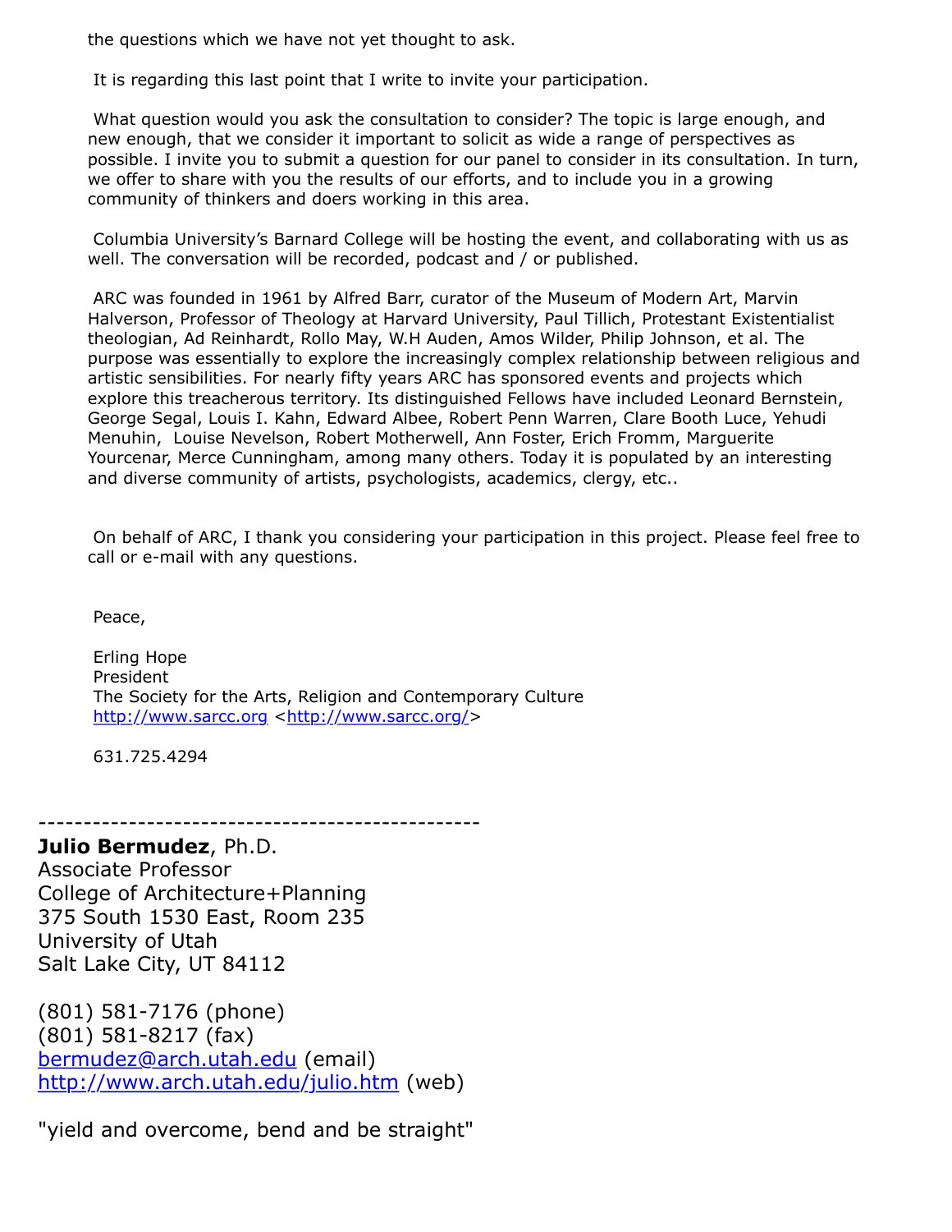the questions which we have not yet thought to ask.

It is regarding this last point that I write to invite your participation.

What question would you ask the consultation to consider? The topic is large enough, and new enough, that we consider it important to solicit as wide a range of perspectives as possible. I invite you to submit a question for our panel to consider in its consultation. In turn, we offer to share with you the results of our efforts, and to include you in a growing community of thinkers and doers working in this area.

Columbia University's Barnard College will be hosting the event, and collaborating with us as well. The conversation will be recorded, podcast and / or published.

ARC was founded in 1961 by Alfred Barr, curator of the Museum of Modern Art, Marvin Halverson, Professor of Theology at Harvard University, Paul Tillich, Protestant Existentialist theologian, Ad Reinhardt, Rollo May, W.H Auden, Amos Wilder, Philip Johnson, et al. The purpose was essentially to explore the increasingly complex relationship between religious and artistic sensibilities. For nearly fifty years ARC has sponsored events and projects which explore this treacherous territory. Its distinguished Fellows have included Leonard Bernstein, George Segal, Louis I. Kahn, Edward Albee, Robert Penn Warren, Clare Booth Luce, Yehudi Menuhin, Louise Nevelson, Robert Motherwell, Ann Foster, Erich Fromm, Marguerite Yourcenar, Merce Cunningham, among many others. Today it is populated by an interesting and diverse community of artists, psychologists, academics, clergy, etc..

On behalf of ARC, I thank you considering your participation in this project. Please feel free to call or e-mail with any questions.

Peace,

Erling Hope
President
The Society for the Arts, Religion and Contemporary Culture
http://www.sarcc.org <http://www.sarcc.org/>

631.725.4294

------------------------------------------------

**Julio Bermudez**, Ph.D.
Associate Professor
College of Architecture+Planning
375 South 1530 East, Room 235
University of Utah
Salt Lake City, UT 84112

(801) 581-7176 (phone)
(801) 581-8217 (fax)
bermudez@arch.utah.edu (email)
http://www.arch.utah.edu/julio.htm (web)

"yield and overcome, bend and be straight"